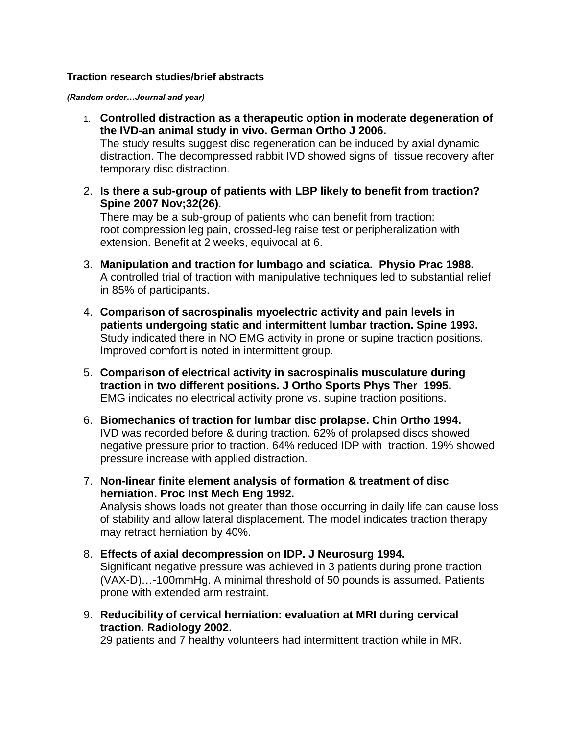**Traction research studies/brief abstracts**

***(Random order…Journal and year)***

1. **Controlled distraction as a therapeutic option in moderate degeneration of the IVD-an animal study in vivo. German Ortho J 2006.**
   The study results suggest disc regeneration can be induced by axial dynamic distraction. The decompressed rabbit IVD showed signs of tissue recovery after temporary disc distraction.

2. **Is there a sub-group of patients with LBP likely to benefit from traction? Spine 2007 Nov;32(26)**.
   There may be a sub-group of patients who can benefit from traction: root compression leg pain, crossed-leg raise test or peripheralization with extension. Benefit at 2 weeks, equivocal at 6.

3. **Manipulation and traction for lumbago and sciatica. Physio Prac 1988.**
   A controlled trial of traction with manipulative techniques led to substantial relief in 85% of participants.

4. **Comparison of sacrospinalis myoelectric activity and pain levels in patients undergoing static and intermittent lumbar traction. Spine 1993.**
   Study indicated there in NO EMG activity in prone or supine traction positions. Improved comfort is noted in intermittent group.

5. **Comparison of electrical activity in sacrospinalis musculature during traction in two different positions. J Ortho Sports Phys Ther 1995.**
   EMG indicates no electrical activity prone vs. supine traction positions.

6. **Biomechanics of traction for lumbar disc prolapse. Chin Ortho 1994.**
   IVD was recorded before & during traction. 62% of prolapsed discs showed negative pressure prior to traction. 64% reduced IDP with traction. 19% showed pressure increase with applied distraction.

7. **Non-linear finite element analysis of formation & treatment of disc herniation. Proc Inst Mech Eng 1992.**
   Analysis shows loads not greater than those occurring in daily life can cause loss of stability and allow lateral displacement. The model indicates traction therapy may retract herniation by 40%.

8. **Effects of axial decompression on IDP. J Neurosurg 1994.**
   Significant negative pressure was achieved in 3 patients during prone traction (VAX-D)…-100mmHg. A minimal threshold of 50 pounds is assumed. Patients prone with extended arm restraint.

9. **Reducibility of cervical herniation: evaluation at MRI during cervical traction. Radiology 2002.**
   29 patients and 7 healthy volunteers had intermittent traction while in MR.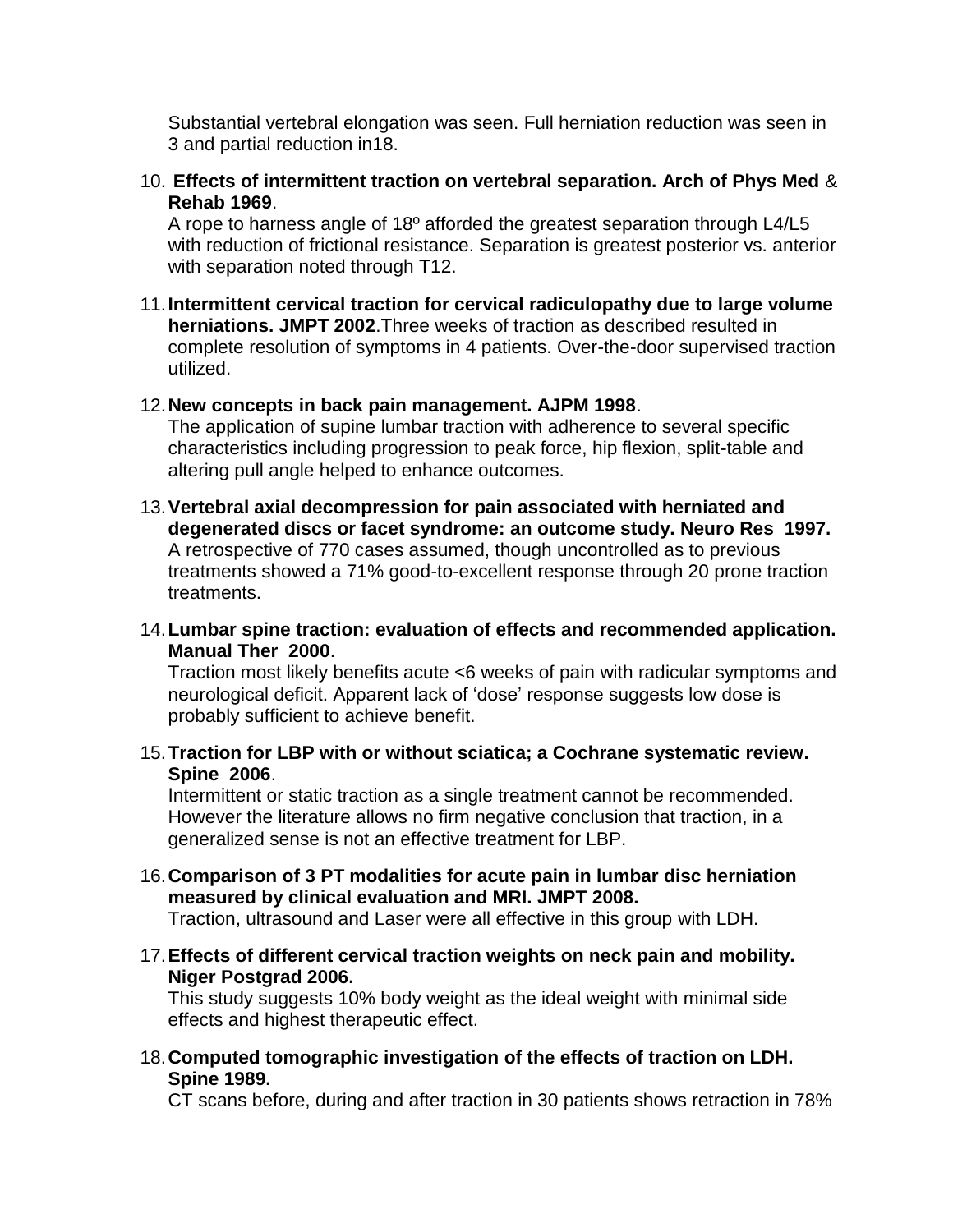Substantial vertebral elongation was seen. Full herniation reduction was seen in 3 and partial reduction in18.

10. **Effects of intermittent traction on vertebral separation. Arch of Phys Med & Rehab 1969**.
    A rope to harness angle of 18º afforded the greatest separation through L4/L5 with reduction of frictional resistance. Separation is greatest posterior vs. anterior with separation noted through T12.

11. **Intermittent cervical traction for cervical radiculopathy due to large volume herniations. JMPT 2002**. Three weeks of traction as described resulted in complete resolution of symptoms in 4 patients. Over-the-door supervised traction utilized.

12. **New concepts in back pain management. AJPM 1998**.
    The application of supine lumbar traction with adherence to several specific characteristics including progression to peak force, hip flexion, split-table and altering pull angle helped to enhance outcomes.

13. **Vertebral axial decompression for pain associated with herniated and degenerated discs or facet syndrome: an outcome study. Neuro Res 1997.**
    A retrospective of 770 cases assumed, though uncontrolled as to previous treatments showed a 71% good-to-excellent response through 20 prone traction treatments.

14. **Lumbar spine traction: evaluation of effects and recommended application. Manual Ther 2000**.
    Traction most likely benefits acute <6 weeks of pain with radicular symptoms and neurological deficit. Apparent lack of 'dose' response suggests low dose is probably sufficient to achieve benefit.

15. **Traction for LBP with or without sciatica; a Cochrane systematic review. Spine 2006**.
    Intermittent or static traction as a single treatment cannot be recommended. However the literature allows no firm negative conclusion that traction, in a generalized sense is not an effective treatment for LBP.

16. **Comparison of 3 PT modalities for acute pain in lumbar disc herniation measured by clinical evaluation and MRI. JMPT 2008.**
    Traction, ultrasound and Laser were all effective in this group with LDH.

17. **Effects of different cervical traction weights on neck pain and mobility. Niger Postgrad 2006.**
    This study suggests 10% body weight as the ideal weight with minimal side effects and highest therapeutic effect.

18. **Computed tomographic investigation of the effects of traction on LDH. Spine 1989.**
    CT scans before, during and after traction in 30 patients shows retraction in 78%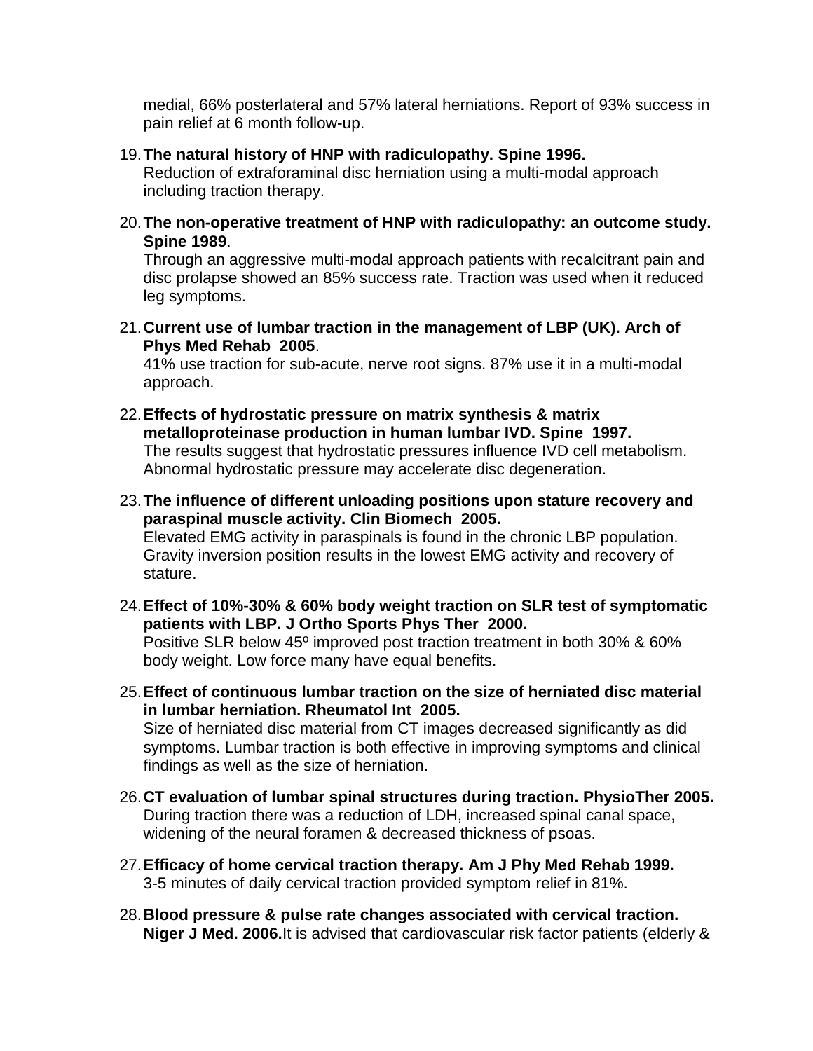medial, 66% posterlateral and 57% lateral herniations. Report of 93% success in pain relief at 6 month follow-up.

19. **The natural history of HNP with radiculopathy. Spine 1996.**
    Reduction of extraforaminal disc herniation using a multi-modal approach including traction therapy.

20. **The non-operative treatment of HNP with radiculopathy: an outcome study. Spine 1989**.
    Through an aggressive multi-modal approach patients with recalcitrant pain and disc prolapse showed an 85% success rate. Traction was used when it reduced leg symptoms.

21. **Current use of lumbar traction in the management of LBP (UK). Arch of Phys Med Rehab 2005**.
    41% use traction for sub-acute, nerve root signs. 87% use it in a multi-modal approach.

22. **Effects of hydrostatic pressure on matrix synthesis & matrix metalloproteinase production in human lumbar IVD. Spine 1997.**
    The results suggest that hydrostatic pressures influence IVD cell metabolism. Abnormal hydrostatic pressure may accelerate disc degeneration.

23. **The influence of different unloading positions upon stature recovery and paraspinal muscle activity. Clin Biomech 2005.**
    Elevated EMG activity in paraspinals is found in the chronic LBP population. Gravity inversion position results in the lowest EMG activity and recovery of stature.

24. **Effect of 10%-30% & 60% body weight traction on SLR test of symptomatic patients with LBP. J Ortho Sports Phys Ther 2000.**
    Positive SLR below 45º improved post traction treatment in both 30% & 60% body weight. Low force many have equal benefits.

25. **Effect of continuous lumbar traction on the size of herniated disc material in lumbar herniation. Rheumatol Int 2005.**
    Size of herniated disc material from CT images decreased significantly as did symptoms. Lumbar traction is both effective in improving symptoms and clinical findings as well as the size of herniation.

26. **CT evaluation of lumbar spinal structures during traction. PhysioTher 2005.**
    During traction there was a reduction of LDH, increased spinal canal space, widening of the neural foramen & decreased thickness of psoas.

27. **Efficacy of home cervical traction therapy. Am J Phy Med Rehab 1999.**
    3-5 minutes of daily cervical traction provided symptom relief in 81%.

28. **Blood pressure & pulse rate changes associated with cervical traction. Niger J Med. 2006.** It is advised that cardiovascular risk factor patients (elderly &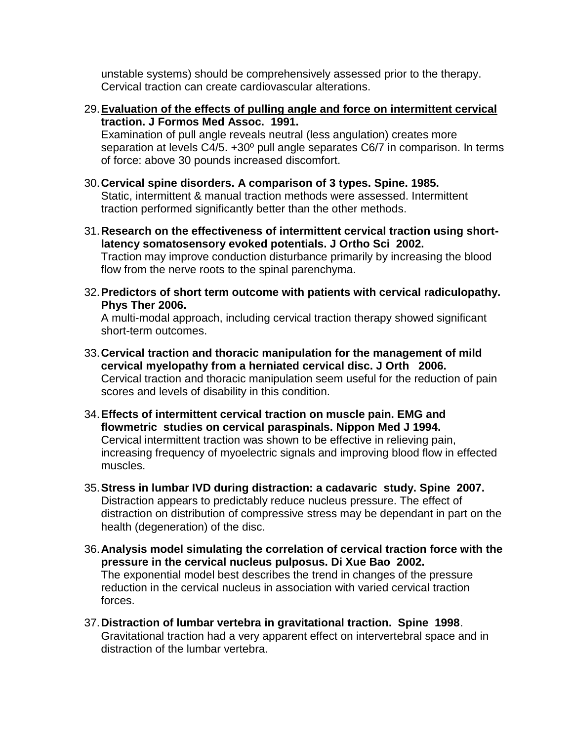unstable systems) should be comprehensively assessed prior to the therapy. Cervical traction can create cardiovascular alterations.

29. **Evaluation of the effects of pulling angle and force on intermittent cervical traction. J Formos Med Assoc. 1991.**
    Examination of pull angle reveals neutral (less angulation) creates more separation at levels C4/5. +30º pull angle separates C6/7 in comparison. In terms of force: above 30 pounds increased discomfort.

30. **Cervical spine disorders. A comparison of 3 types. Spine. 1985.**
    Static, intermittent & manual traction methods were assessed. Intermittent traction performed significantly better than the other methods.

31. **Research on the effectiveness of intermittent cervical traction using short-latency somatosensory evoked potentials. J Ortho Sci 2002.**
    Traction may improve conduction disturbance primarily by increasing the blood flow from the nerve roots to the spinal parenchyma.

32. **Predictors of short term outcome with patients with cervical radiculopathy. Phys Ther 2006.**
    A multi-modal approach, including cervical traction therapy showed significant short-term outcomes.

33. **Cervical traction and thoracic manipulation for the management of mild cervical myelopathy from a herniated cervical disc. J Orth 2006.**
    Cervical traction and thoracic manipulation seem useful for the reduction of pain scores and levels of disability in this condition.

34. **Effects of intermittent cervical traction on muscle pain. EMG and flowmetric studies on cervical paraspinals. Nippon Med J 1994.**
    Cervical intermittent traction was shown to be effective in relieving pain, increasing frequency of myoelectric signals and improving blood flow in effected muscles.

35. **Stress in lumbar IVD during distraction: a cadavaric study. Spine 2007.**
    Distraction appears to predictably reduce nucleus pressure. The effect of distraction on distribution of compressive stress may be dependant in part on the health (degeneration) of the disc.

36. **Analysis model simulating the correlation of cervical traction force with the pressure in the cervical nucleus pulposus. Di Xue Bao 2002.**
    The exponential model best describes the trend in changes of the pressure reduction in the cervical nucleus in association with varied cervical traction forces.

37. **Distraction of lumbar vertebra in gravitational traction. Spine 1998**.
    Gravitational traction had a very apparent effect on intervertebral space and in distraction of the lumbar vertebra.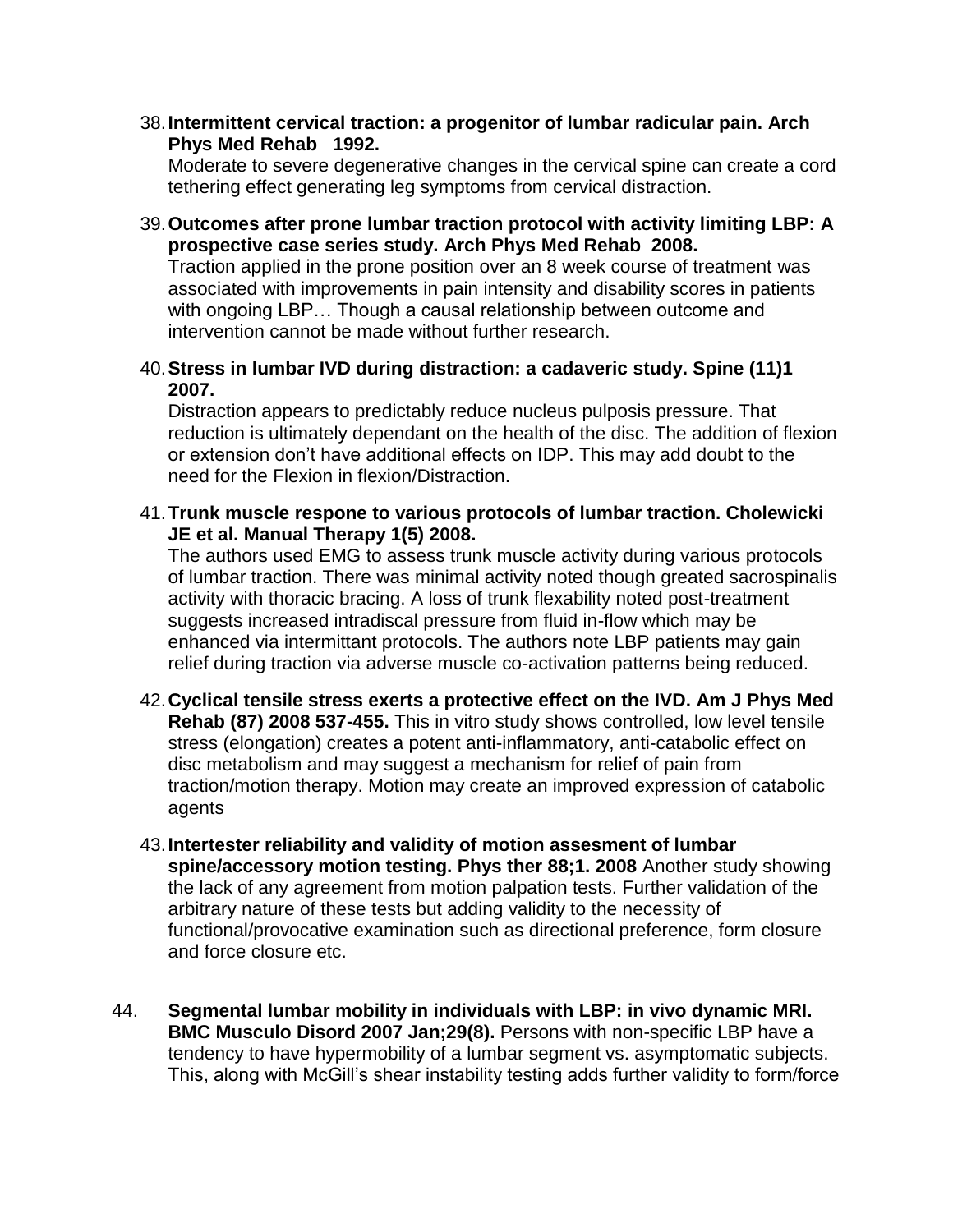38. **Intermittent cervical traction: a progenitor of lumbar radicular pain. Arch Phys Med Rehab 1992.**
    Moderate to severe degenerative changes in the cervical spine can create a cord tethering effect generating leg symptoms from cervical distraction.

39. **Outcomes after prone lumbar traction protocol with activity limiting LBP: A prospective case series study. Arch Phys Med Rehab 2008.**
    Traction applied in the prone position over an 8 week course of treatment was associated with improvements in pain intensity and disability scores in patients with ongoing LBP… Though a causal relationship between outcome and intervention cannot be made without further research.

40. **Stress in lumbar IVD during distraction: a cadaveric study. Spine (11)1 2007.**
    Distraction appears to predictably reduce nucleus pulposis pressure. That reduction is ultimately dependant on the health of the disc. The addition of flexion or extension don't have additional effects on IDP. This may add doubt to the need for the Flexion in flexion/Distraction.

41. **Trunk muscle respone to various protocols of lumbar traction. Cholewicki JE et al. Manual Therapy 1(5) 2008.**
    The authors used EMG to assess trunk muscle activity during various protocols of lumbar traction. There was minimal activity noted though greated sacrospinalis activity with thoracic bracing. A loss of trunk flexability noted post-treatment suggests increased intradiscal pressure from fluid in-flow which may be enhanced via intermittant protocols. The authors note LBP patients may gain relief during traction via adverse muscle co-activation patterns being reduced.

42. **Cyclical tensile stress exerts a protective effect on the IVD. Am J Phys Med Rehab (87) 2008 537-455.** This in vitro study shows controlled, low level tensile stress (elongation) creates a potent anti-inflammatory, anti-catabolic effect on disc metabolism and may suggest a mechanism for relief of pain from traction/motion therapy. Motion may create an improved expression of catabolic agents

43. **Intertester reliability and validity of motion assesment of lumbar spine/accessory motion testing. Phys ther 88;1. 2008** Another study showing the lack of any agreement from motion palpation tests. Further validation of the arbitrary nature of these tests but adding validity to the necessity of functional/provocative examination such as directional preference, form closure and force closure etc.

44. **Segmental lumbar mobility in individuals with LBP: in vivo dynamic MRI. BMC Musculo Disord 2007 Jan;29(8).** Persons with non-specific LBP have a tendency to have hypermobility of a lumbar segment vs. asymptomatic subjects. This, along with McGill's shear instability testing adds further validity to form/force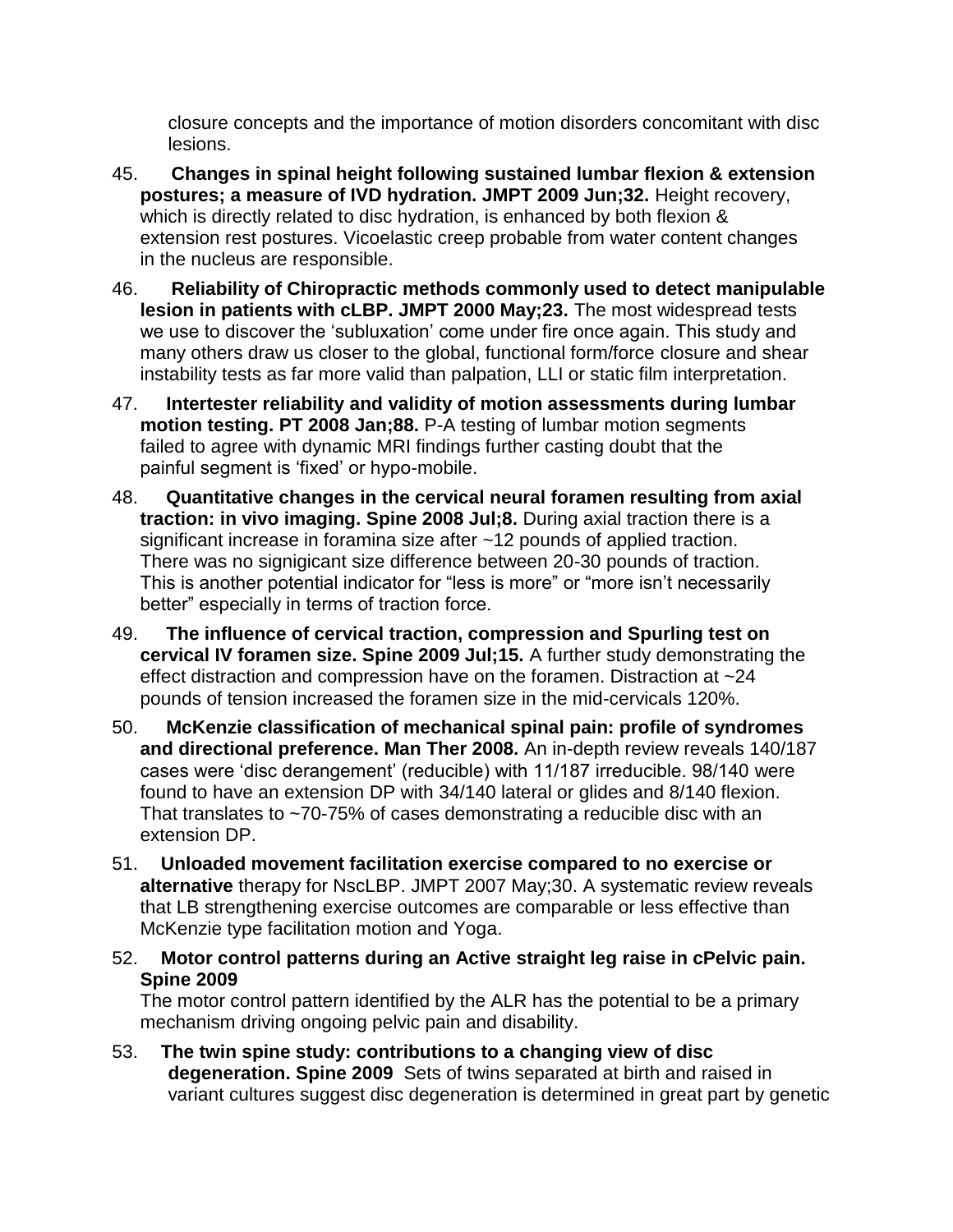closure concepts and the importance of motion disorders concomitant with disc lesions.

45. **Changes in spinal height following sustained lumbar flexion & extension postures; a measure of IVD hydration. JMPT 2009 Jun;32.** Height recovery, which is directly related to disc hydration, is enhanced by both flexion & extension rest postures. Vicoelastic creep probable from water content changes in the nucleus are responsible.

46. **Reliability of Chiropractic methods commonly used to detect manipulable lesion in patients with cLBP. JMPT 2000 May;23.** The most widespread tests we use to discover the 'subluxation' come under fire once again. This study and many others draw us closer to the global, functional form/force closure and shear instability tests as far more valid than palpation, LLI or static film interpretation.

47. **Intertester reliability and validity of motion assessments during lumbar motion testing. PT 2008 Jan;88.** P-A testing of lumbar motion segments failed to agree with dynamic MRI findings further casting doubt that the painful segment is 'fixed' or hypo-mobile.

48. **Quantitative changes in the cervical neural foramen resulting from axial traction: in vivo imaging. Spine 2008 Jul;8.** During axial traction there is a significant increase in foramina size after ~12 pounds of applied traction. There was no signigicant size difference between 20-30 pounds of traction. This is another potential indicator for "less is more" or "more isn't necessarily better" especially in terms of traction force.

49. **The influence of cervical traction, compression and Spurling test on cervical IV foramen size. Spine 2009 Jul;15.** A further study demonstrating the effect distraction and compression have on the foramen. Distraction at ~24 pounds of tension increased the foramen size in the mid-cervicals 120%.

50. **McKenzie classification of mechanical spinal pain: profile of syndromes and directional preference. Man Ther 2008.** An in-depth review reveals 140/187 cases were 'disc derangement' (reducible) with 11/187 irreducible. 98/140 were found to have an extension DP with 34/140 lateral or glides and 8/140 flexion. That translates to ~70-75% of cases demonstrating a reducible disc with an extension DP.

51. **Unloaded movement facilitation exercise compared to no exercise or alternative** therapy for NscLBP. JMPT 2007 May;30. A systematic review reveals that LB strengthening exercise outcomes are comparable or less effective than McKenzie type facilitation motion and Yoga.

52. **Motor control patterns during an Active straight leg raise in cPelvic pain. Spine 2009**
The motor control pattern identified by the ALR has the potential to be a primary mechanism driving ongoing pelvic pain and disability.

53. **The twin spine study: contributions to a changing view of disc degeneration. Spine 2009** Sets of twins separated at birth and raised in variant cultures suggest disc degeneration is determined in great part by genetic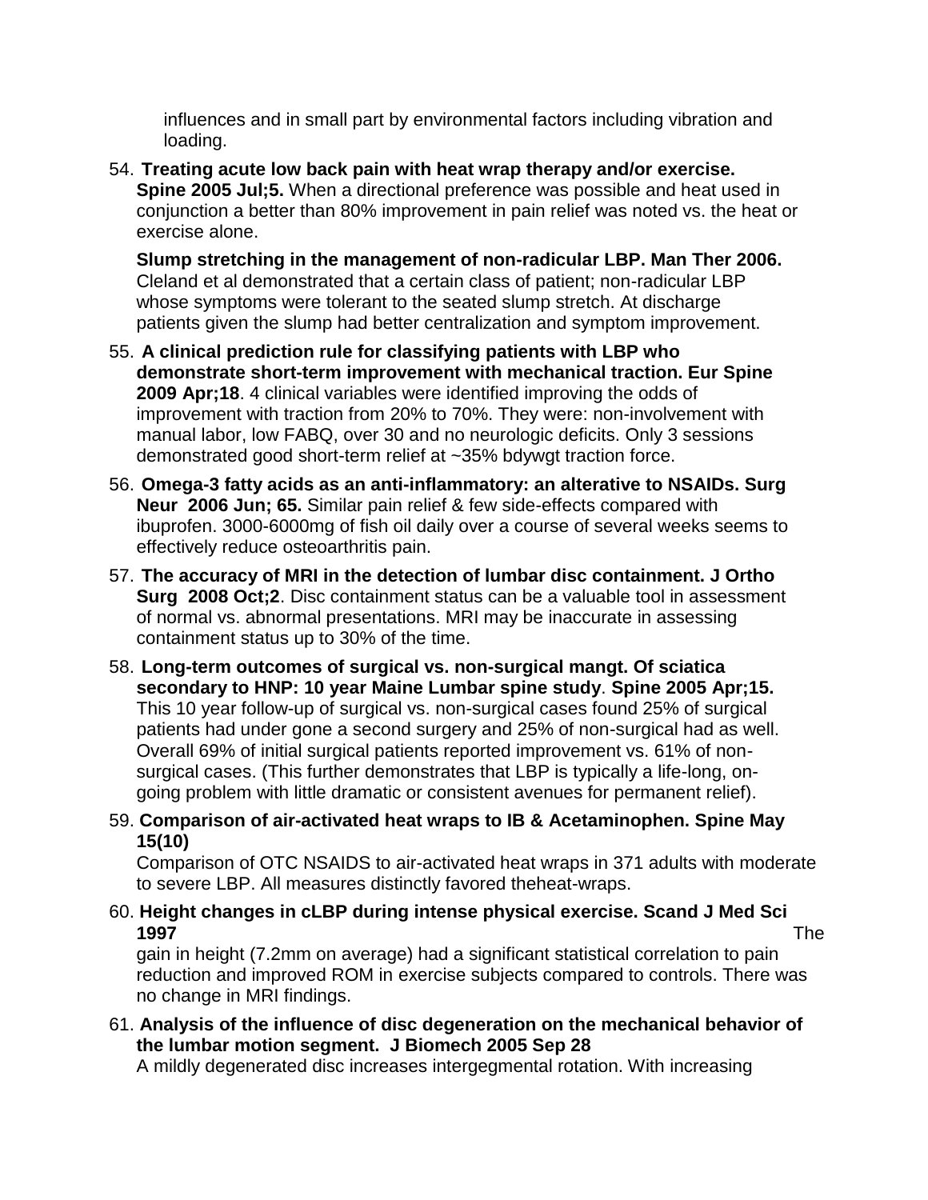influences and in small part by environmental factors including vibration and loading.

54. **Treating acute low back pain with heat wrap therapy and/or exercise. Spine 2005 Jul;5.** When a directional preference was possible and heat used in conjunction a better than 80% improvement in pain relief was noted vs. the heat or exercise alone.

    **Slump stretching in the management of non-radicular LBP. Man Ther 2006.** Cleland et al demonstrated that a certain class of patient; non-radicular LBP whose symptoms were tolerant to the seated slump stretch. At discharge patients given the slump had better centralization and symptom improvement.

55. **A clinical prediction rule for classifying patients with LBP who demonstrate short-term improvement with mechanical traction. Eur Spine 2009 Apr;18**. 4 clinical variables were identified improving the odds of improvement with traction from 20% to 70%. They were: non-involvement with manual labor, low FABQ, over 30 and no neurologic deficits. Only 3 sessions demonstrated good short-term relief at ~35% bdywgt traction force.

56. **Omega-3 fatty acids as an anti-inflammatory: an alterative to NSAIDs. Surg Neur 2006 Jun; 65.** Similar pain relief & few side-effects compared with ibuprofen. 3000-6000mg of fish oil daily over a course of several weeks seems to effectively reduce osteoarthritis pain.

57. **The accuracy of MRI in the detection of lumbar disc containment. J Ortho Surg 2008 Oct;2**. Disc containment status can be a valuable tool in assessment of normal vs. abnormal presentations. MRI may be inaccurate in assessing containment status up to 30% of the time.

58. **Long-term outcomes of surgical vs. non-surgical mangt. Of sciatica secondary to HNP: 10 year Maine Lumbar spine study**. **Spine 2005 Apr;15.** This 10 year follow-up of surgical vs. non-surgical cases found 25% of surgical patients had under gone a second surgery and 25% of non-surgical had as well. Overall 69% of initial surgical patients reported improvement vs. 61% of non-surgical cases. (This further demonstrates that LBP is typically a life-long, on-going problem with little dramatic or consistent avenues for permanent relief).

59. **Comparison of air-activated heat wraps to IB & Acetaminophen. Spine May 15(10)**

    Comparison of OTC NSAIDS to air-activated heat wraps in 371 adults with moderate to severe LBP. All measures distinctly favored theheat-wraps.

60. **Height changes in cLBP during intense physical exercise. Scand J Med Sci 1997** The gain in height (7.2mm on average) had a significant statistical correlation to pain reduction and improved ROM in exercise subjects compared to controls. There was no change in MRI findings.

61. **Analysis of the influence of disc degeneration on the mechanical behavior of the lumbar motion segment. J Biomech 2005 Sep 28**

    A mildly degenerated disc increases intergegmental rotation. With increasing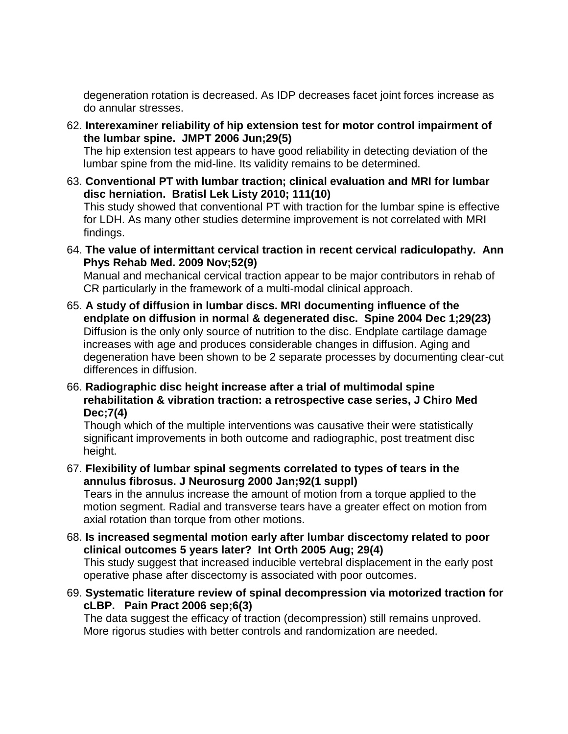degeneration rotation is decreased. As IDP decreases facet joint forces increase as do annular stresses.

62. **Interexaminer reliability of hip extension test for motor control impairment of the lumbar spine. JMPT 2006 Jun;29(5)**
    The hip extension test appears to have good reliability in detecting deviation of the lumbar spine from the mid-line. Its validity remains to be determined.

63. **Conventional PT with lumbar traction; clinical evaluation and MRI for lumbar disc herniation. Bratisl Lek Listy 2010; 111(10)**
    This study showed that conventional PT with traction for the lumbar spine is effective for LDH. As many other studies determine improvement is not correlated with MRI findings.

64. **The value of intermittant cervical traction in recent cervical radiculopathy. Ann Phys Rehab Med. 2009 Nov;52(9)**
    Manual and mechanical cervical traction appear to be major contributors in rehab of CR particularly in the framework of a multi-modal clinical approach.

65. **A study of diffusion in lumbar discs. MRI documenting influence of the endplate on diffusion in normal & degenerated disc. Spine 2004 Dec 1;29(23)**
    Diffusion is the only only source of nutrition to the disc. Endplate cartilage damage increases with age and produces considerable changes in diffusion. Aging and degeneration have been shown to be 2 separate processes by documenting clear-cut differences in diffusion.

66. **Radiographic disc height increase after a trial of multimodal spine rehabilitation & vibration traction: a retrospective case series, J Chiro Med Dec;7(4)**
    Though which of the multiple interventions was causative their were statistically significant improvements in both outcome and radiographic, post treatment disc height.

67. **Flexibility of lumbar spinal segments correlated to types of tears in the annulus fibrosus. J Neurosurg 2000 Jan;92(1 suppl)**
    Tears in the annulus increase the amount of motion from a torque applied to the motion segment. Radial and transverse tears have a greater effect on motion from axial rotation than torque from other motions.

68. **Is increased segmental motion early after lumbar discectomy related to poor clinical outcomes 5 years later? Int Orth 2005 Aug; 29(4)**
    This study suggest that increased inducible vertebral displacement in the early post operative phase after discectomy is associated with poor outcomes.

69. **Systematic literature review of spinal decompression via motorized traction for cLBP. Pain Pract 2006 sep;6(3)**
    The data suggest the efficacy of traction (decompression) still remains unproved. More rigorus studies with better controls and randomization are needed.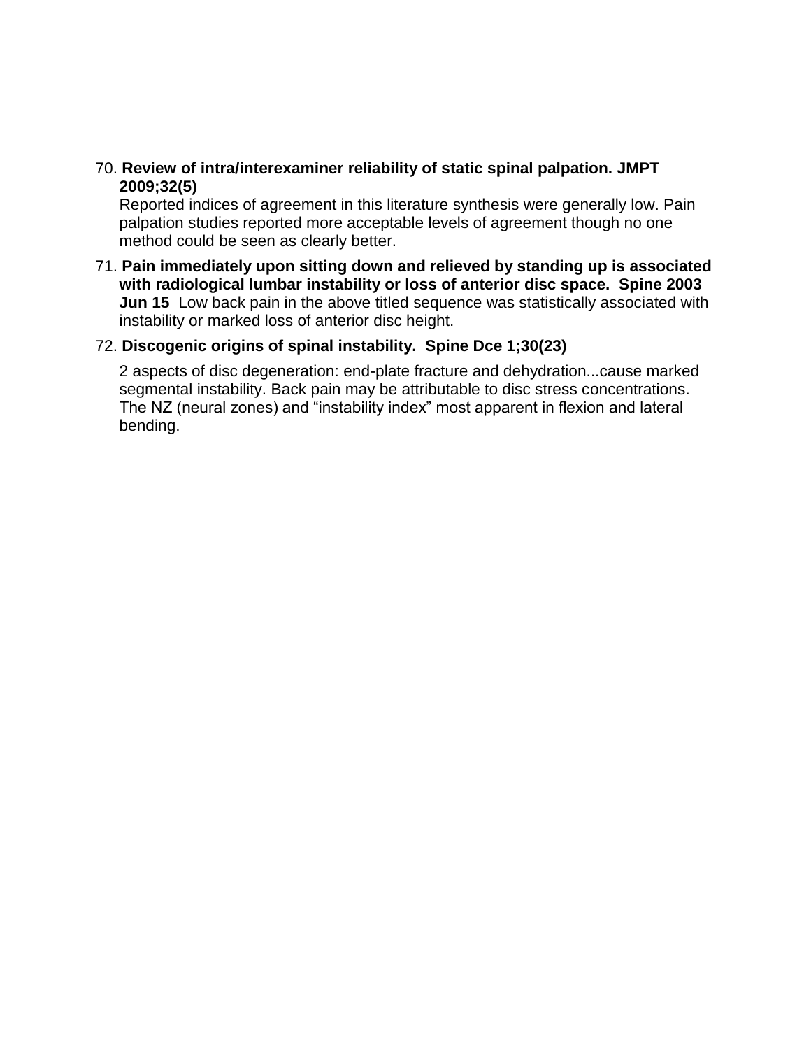70. **Review of intra/interexaminer reliability of static spinal palpation. JMPT 2009;32(5)**
    Reported indices of agreement in this literature synthesis were generally low. Pain palpation studies reported more acceptable levels of agreement though no one method could be seen as clearly better.

71. **Pain immediately upon sitting down and relieved by standing up is associated with radiological lumbar instability or loss of anterior disc space. Spine 2003 Jun 15** Low back pain in the above titled sequence was statistically associated with instability or marked loss of anterior disc height.

72. **Discogenic origins of spinal instability. Spine Dce 1;30(23)**

    2 aspects of disc degeneration: end-plate fracture and dehydration...cause marked segmental instability. Back pain may be attributable to disc stress concentrations. The NZ (neural zones) and "instability index" most apparent in flexion and lateral bending.